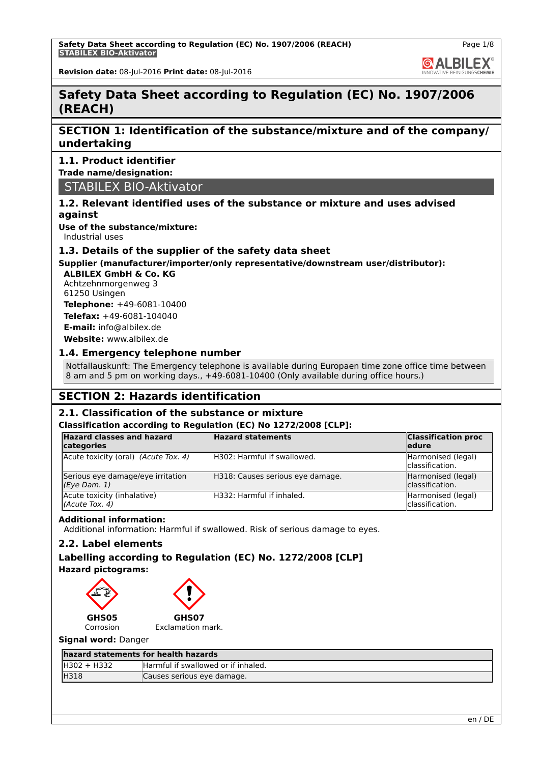# Safety Data Sheet according to Regulation (EC) No. 1907/2006 (REACH)

## SECTION 1: Identification of the substance/mixture and of the company/ undertaking

### 1.1. Product identifier

**Trade name/designation:**

STABILEX BIO-Aktivator

### 1.2. Relevant identified uses of the substance or mixture and uses advised against

**Use of the substance/mixture:**
Industrial uses

### 1.3. Details of the supplier of the safety data sheet

**Supplier (manufacturer/importer/only representative/downstream user/distributor):**
**ALBILEX GmbH & Co. KG**
Achtzehnmorgenweg 3
61250 Usingen
**Telephone:** +49-6081-10400
**Telefax:** +49-6081-104040
**E-mail:** info@albilex.de
**Website:** www.albilex.de

### 1.4. Emergency telephone number

Notfallauskunft: The Emergency telephone is available during Europaen time zone office time between 8 am and 5 pm on working days., +49-6081-10400 (Only available during office hours.)

## SECTION 2: Hazards identification

### 2.1. Classification of the substance or mixture

**Classification according to Regulation (EC) No 1272/2008 [CLP]:**

| Hazard classes and hazard categories | Hazard statements | Classification procedure |
|---|---|---|
| Acute toxicity (oral) *(Acute Tox. 4)* | H302: Harmful if swallowed. | Harmonised (legal) classification. |
| Serious eye damage/eye irritation *(Eye Dam. 1)* | H318: Causes serious eye damage. | Harmonised (legal) classification. |
| Acute toxicity (inhalative) *(Acute Tox. 4)* | H332: Harmful if inhaled. | Harmonised (legal) classification. |

**Additional information:**
Additional information: Harmful if swallowed. Risk of serious damage to eyes.

### 2.2. Label elements

**Labelling according to Regulation (EC) No. 1272/2008 [CLP]**

**Hazard pictograms:**

**GHS05** Corrosion

**GHS07** Exclamation mark.

**Signal word:** Danger

| hazard statements for health hazards | |
|---|---|
| H302 + H332 | Harmful if swallowed or if inhaled. |
| H318 | Causes serious eye damage. |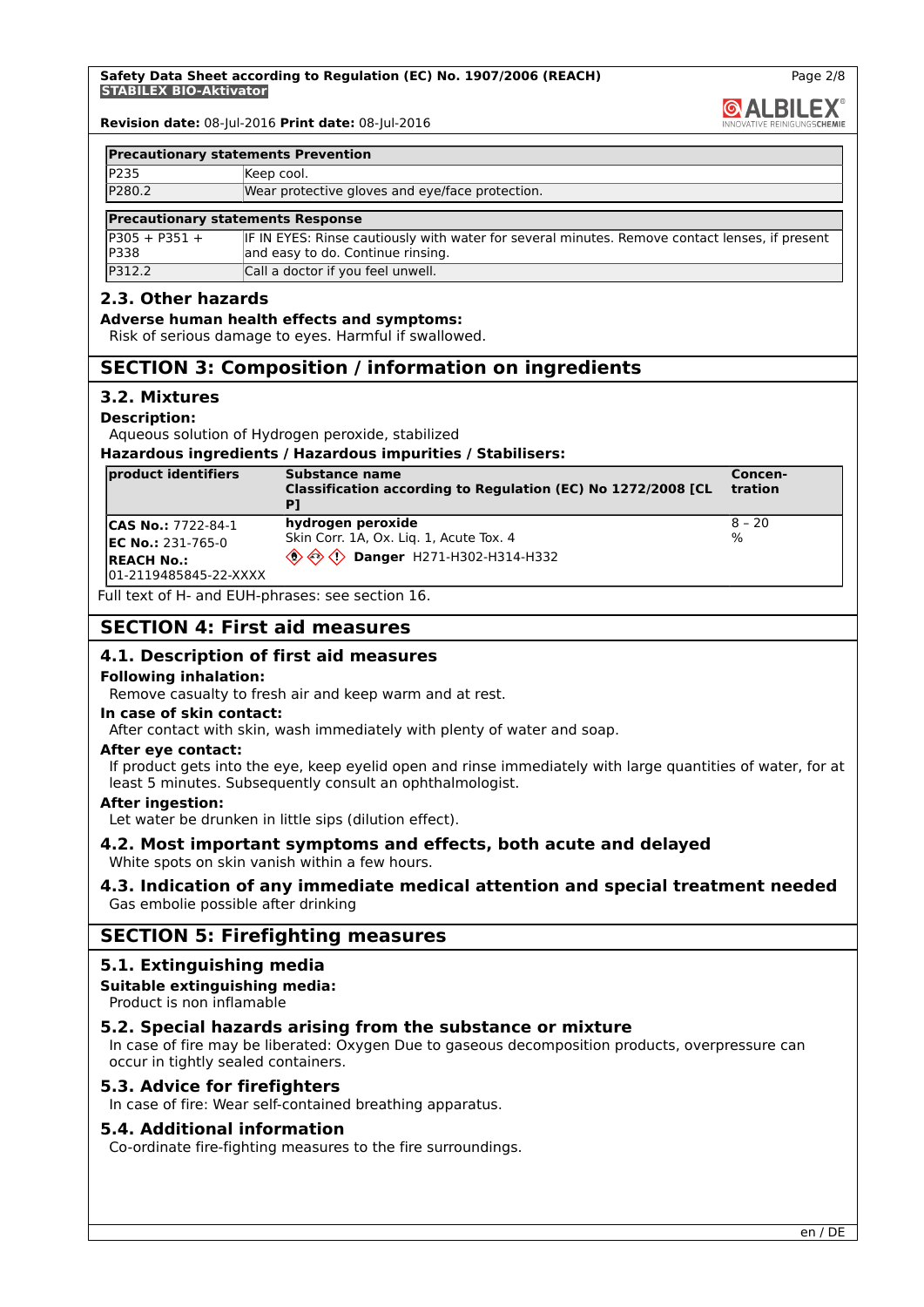| Precautionary statements Prevention | |
|---|---|
| P235 | Keep cool. |
| P280.2 | Wear protective gloves and eye/face protection. |

| Precautionary statements Response | |
|---|---|
| P305 + P351 + P338 | IF IN EYES: Rinse cautiously with water for several minutes. Remove contact lenses, if present and easy to do. Continue rinsing. |
| P312.2 | Call a doctor if you feel unwell. |

### 2.3. Other hazards

**Adverse human health effects and symptoms:**

Risk of serious damage to eyes. Harmful if swallowed.

## SECTION 3: Composition / information on ingredients

### 3.2. Mixtures

**Description:**

Aqueous solution of Hydrogen peroxide, stabilized

**Hazardous ingredients / Hazardous impurities / Stabilisers:**

| product identifiers | Substance name<br>Classification according to Regulation (EC) No 1272/2008 [CLP] | Concen-tration |
|---|---|---|
| **CAS No.:** 7722-84-1<br>**EC No.:** 231-765-0<br>**REACH No.:** 01-2119485845-22-XXXX | **hydrogen peroxide**<br>Skin Corr. 1A, Ox. Liq. 1, Acute Tox. 4<br>**Danger** H271-H302-H314-H332 | 8 – 20 % |

Full text of H- and EUH-phrases: see section 16.

## SECTION 4: First aid measures

### 4.1. Description of first aid measures

**Following inhalation:**

Remove casualty to fresh air and keep warm and at rest.

**In case of skin contact:**

After contact with skin, wash immediately with plenty of water and soap.

**After eye contact:**

If product gets into the eye, keep eyelid open and rinse immediately with large quantities of water, for at least 5 minutes. Subsequently consult an ophthalmologist.

**After ingestion:**

Let water be drunken in little sips (dilution effect).

### 4.2. Most important symptoms and effects, both acute and delayed

White spots on skin vanish within a few hours.

### 4.3. Indication of any immediate medical attention and special treatment needed

Gas embolie possible after drinking

## SECTION 5: Firefighting measures

### 5.1. Extinguishing media

**Suitable extinguishing media:**

Product is non inflamable

### 5.2. Special hazards arising from the substance or mixture

In case of fire may be liberated: Oxygen Due to gaseous decomposition products, overpressure can occur in tightly sealed containers.

### 5.3. Advice for firefighters

In case of fire: Wear self-contained breathing apparatus.

### 5.4. Additional information

Co-ordinate fire-fighting measures to the fire surroundings.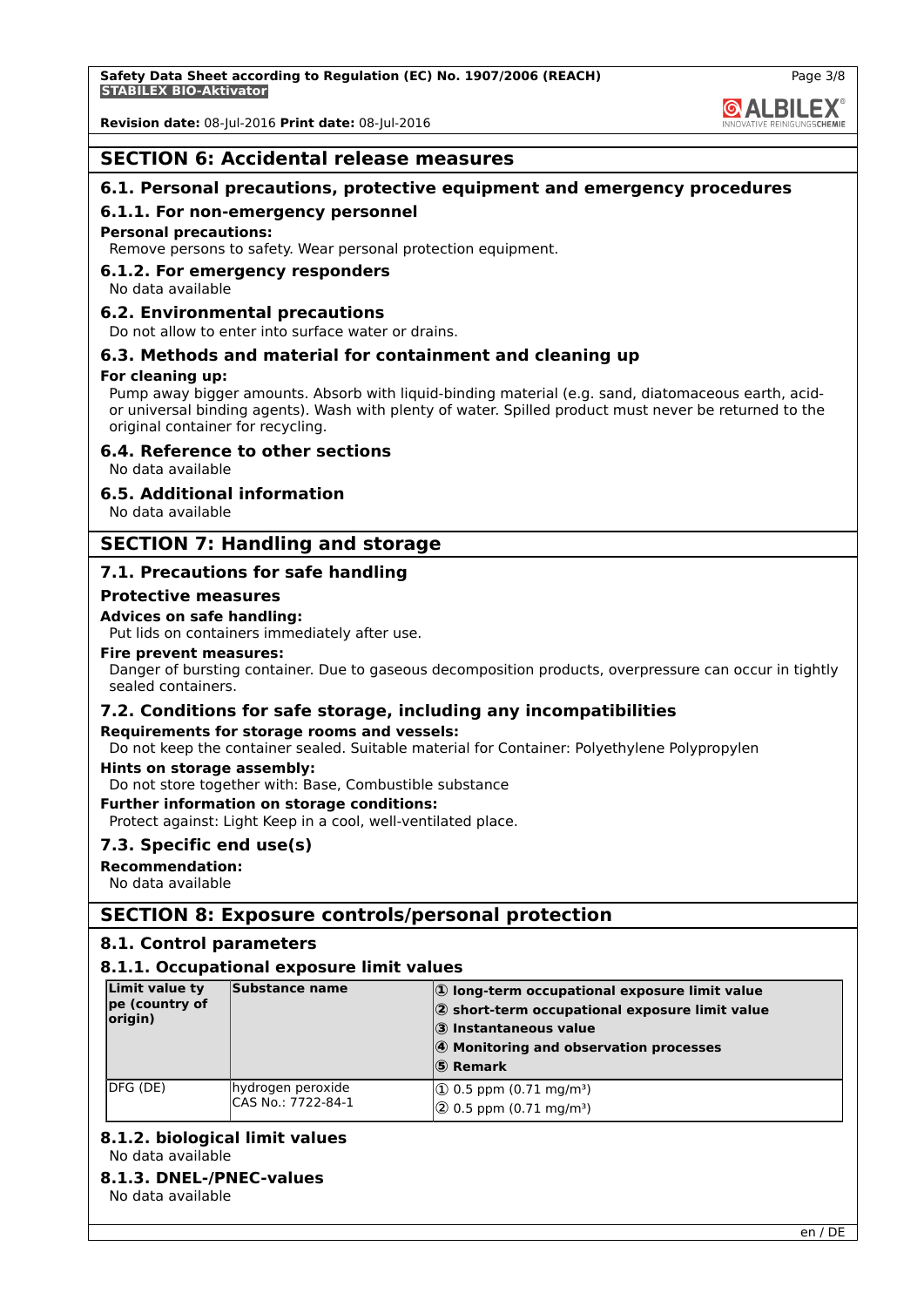## SECTION 6: Accidental release measures

### 6.1. Personal precautions, protective equipment and emergency procedures

#### 6.1.1. For non-emergency personnel

**Personal precautions:**

Remove persons to safety. Wear personal protection equipment.

#### 6.1.2. For emergency responders

No data available

### 6.2. Environmental precautions

Do not allow to enter into surface water or drains.

### 6.3. Methods and material for containment and cleaning up

**For cleaning up:**

Pump away bigger amounts. Absorb with liquid-binding material (e.g. sand, diatomaceous earth, acid- or universal binding agents). Wash with plenty of water. Spilled product must never be returned to the original container for recycling.

### 6.4. Reference to other sections

No data available

### 6.5. Additional information

No data available

## SECTION 7: Handling and storage

### 7.1. Precautions for safe handling

**Protective measures**

**Advices on safe handling:**

Put lids on containers immediately after use.

**Fire prevent measures:**

Danger of bursting container. Due to gaseous decomposition products, overpressure can occur in tightly sealed containers.

### 7.2. Conditions for safe storage, including any incompatibilities

**Requirements for storage rooms and vessels:**

Do not keep the container sealed. Suitable material for Container: Polyethylene Polypropylen

**Hints on storage assembly:**

Do not store together with: Base, Combustible substance

**Further information on storage conditions:**

Protect against: Light Keep in a cool, well-ventilated place.

### 7.3. Specific end use(s)

**Recommendation:**

No data available

## SECTION 8: Exposure controls/personal protection

### 8.1. Control parameters

#### 8.1.1. Occupational exposure limit values

| Limit value type (country of origin) | Substance name | ① long-term occupational exposure limit value<br>② short-term occupational exposure limit value<br>③ Instantaneous value<br>④ Monitoring and observation processes<br>⑤ Remark |
|---|---|---|
| DFG (DE) | hydrogen peroxide<br>CAS No.: 7722-84-1 | ① 0.5 ppm (0.71 mg/m³)<br>② 0.5 ppm (0.71 mg/m³) |

#### 8.1.2. biological limit values

No data available

#### 8.1.3. DNEL-/PNEC-values

No data available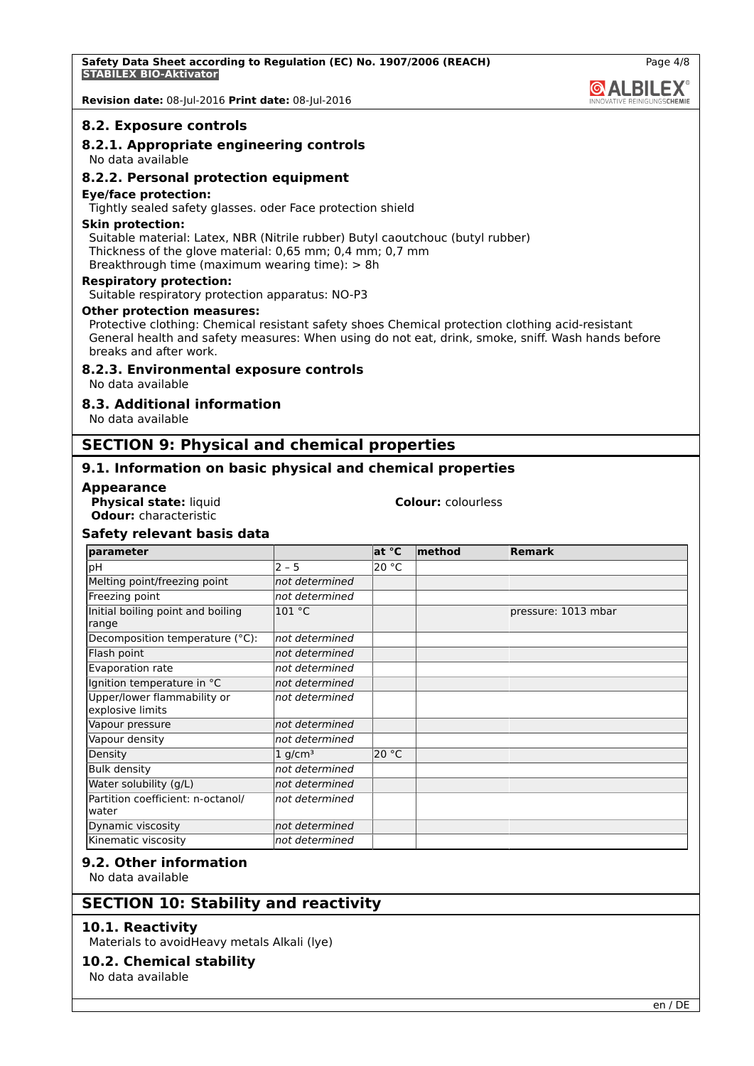## 8.2. Exposure controls

### 8.2.1. Appropriate engineering controls

No data available

### 8.2.2. Personal protection equipment

**Eye/face protection:**

Tightly sealed safety glasses. oder Face protection shield

**Skin protection:**

Suitable material: Latex, NBR (Nitrile rubber) Butyl caoutchouc (butyl rubber)
Thickness of the glove material: 0,65 mm; 0,4 mm; 0,7 mm
Breakthrough time (maximum wearing time): > 8h

**Respiratory protection:**

Suitable respiratory protection apparatus: NO-P3

**Other protection measures:**

Protective clothing: Chemical resistant safety shoes Chemical protection clothing acid-resistant
General health and safety measures: When using do not eat, drink, smoke, sniff. Wash hands before breaks and after work.

### 8.2.3. Environmental exposure controls

No data available

## 8.3. Additional information

No data available

# SECTION 9: Physical and chemical properties

## 9.1. Information on basic physical and chemical properties

### Appearance

**Physical state:** liquid
**Colour:** colourless
**Odour:** characteristic

### Safety relevant basis data

| parameter | | at °C | method | Remark |
|---|---|---|---|---|
| pH | 2 – 5 | 20 °C | | |
| Melting point/freezing point | *not determined* | | | |
| Freezing point | *not determined* | | | |
| Initial boiling point and boiling range | 101 °C | | | pressure: 1013 mbar |
| Decomposition temperature (°C): | *not determined* | | | |
| Flash point | *not determined* | | | |
| Evaporation rate | *not determined* | | | |
| Ignition temperature in °C | *not determined* | | | |
| Upper/lower flammability or explosive limits | *not determined* | | | |
| Vapour pressure | *not determined* | | | |
| Vapour density | *not determined* | | | |
| Density | 1 g/cm³ | 20 °C | | |
| Bulk density | *not determined* | | | |
| Water solubility (g/L) | *not determined* | | | |
| Partition coefficient: n-octanol/water | *not determined* | | | |
| Dynamic viscosity | *not determined* | | | |
| Kinematic viscosity | *not determined* | | | |

## 9.2. Other information

No data available

# SECTION 10: Stability and reactivity

## 10.1. Reactivity

Materials to avoidHeavy metals Alkali (lye)

## 10.2. Chemical stability

No data available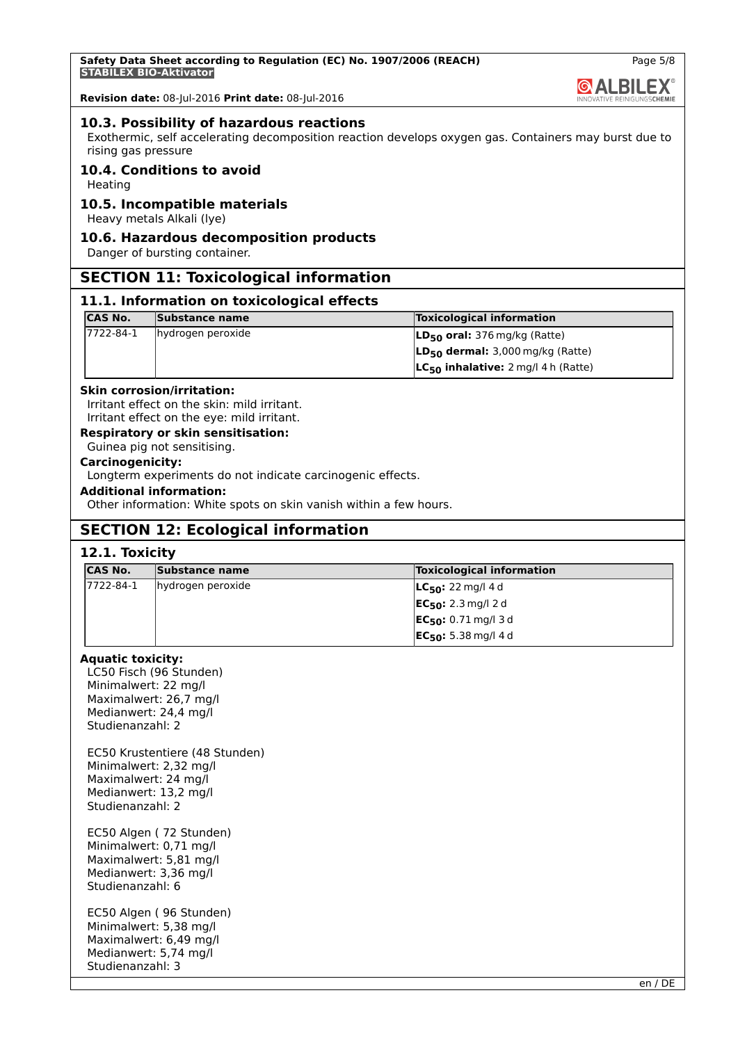### 10.3. Possibility of hazardous reactions

Exothermic, self accelerating decomposition reaction develops oxygen gas. Containers may burst due to rising gas pressure

### 10.4. Conditions to avoid

Heating

### 10.5. Incompatible materials

Heavy metals Alkali (lye)

### 10.6. Hazardous decomposition products

Danger of bursting container.

## SECTION 11: Toxicological information

### 11.1. Information on toxicological effects

| CAS No. | Substance name | Toxicological information |
|---|---|---|
| 7722-84-1 | hydrogen peroxide | **$LD_{50}$ oral:** 376 mg/kg (Ratte) |
| | | **$LD_{50}$ dermal:** 3,000 mg/kg (Ratte) |
| | | **$LC_{50}$ inhalative:** 2 mg/l 4 h (Ratte) |

**Skin corrosion/irritation:**

Irritant effect on the skin: mild irritant.
Irritant effect on the eye: mild irritant.

**Respiratory or skin sensitisation:**

Guinea pig not sensitising.

**Carcinogenicity:**

Longterm experiments do not indicate carcinogenic effects.

**Additional information:**

Other information: White spots on skin vanish within a few hours.

## SECTION 12: Ecological information

### 12.1. Toxicity

| CAS No. | Substance name | Toxicological information |
|---|---|---|
| 7722-84-1 | hydrogen peroxide | **$LC_{50}$:** 22 mg/l 4 d |
| | | **$EC_{50}$:** 2.3 mg/l 2 d |
| | | **$EC_{50}$:** 0.71 mg/l 3 d |
| | | **$EC_{50}$:** 5.38 mg/l 4 d |

**Aquatic toxicity:**

LC50 Fisch (96 Stunden)
Minimalwert: 22 mg/l
Maximalwert: 26,7 mg/l
Medianwert: 24,4 mg/l
Studienanzahl: 2

EC50 Krustentiere (48 Stunden)
Minimalwert: 2,32 mg/l
Maximalwert: 24 mg/l
Medianwert: 13,2 mg/l
Studienanzahl: 2

EC50 Algen ( 72 Stunden)
Minimalwert: 0,71 mg/l
Maximalwert: 5,81 mg/l
Medianwert: 3,36 mg/l
Studienanzahl: 6

EC50 Algen ( 96 Stunden)
Minimalwert: 5,38 mg/l
Maximalwert: 6,49 mg/l
Medianwert: 5,74 mg/l
Studienanzahl: 3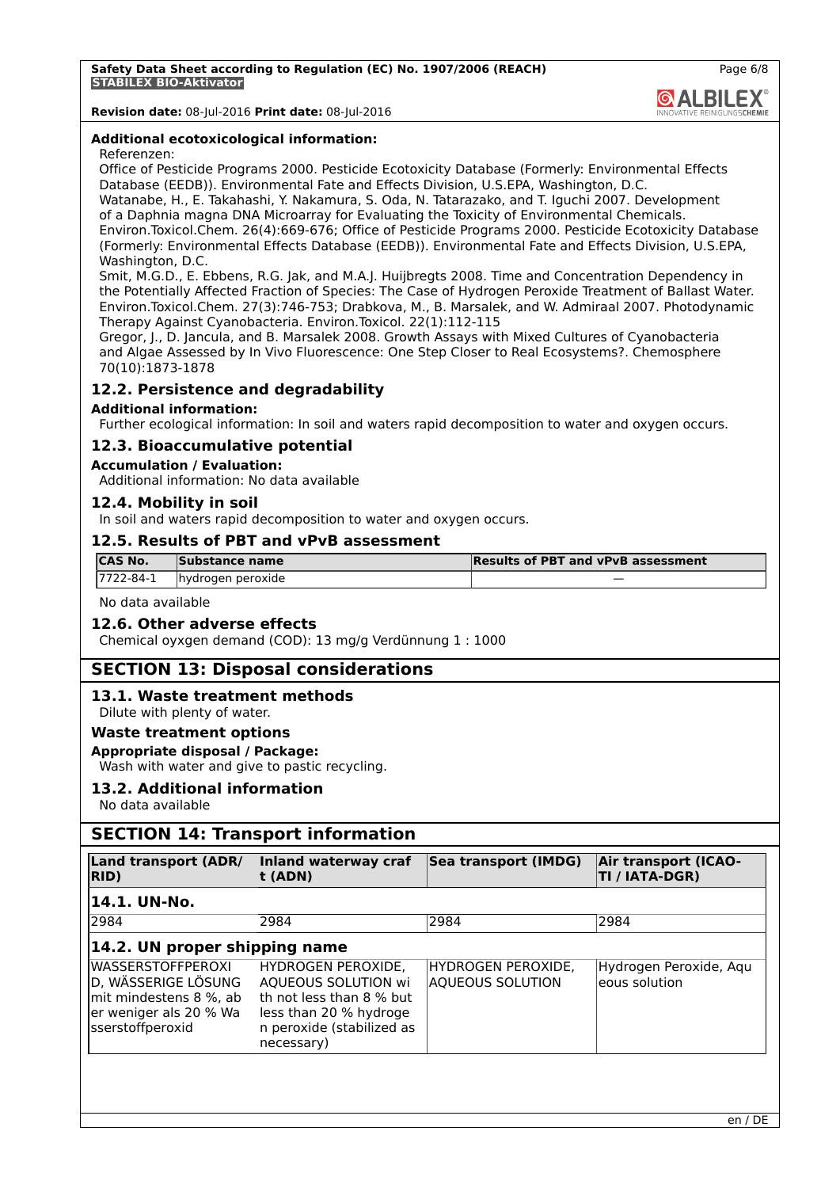**Additional ecotoxicological information:**

Referenzen:

Office of Pesticide Programs 2000. Pesticide Ecotoxicity Database (Formerly: Environmental Effects Database (EEDB)). Environmental Fate and Effects Division, U.S.EPA, Washington, D.C.

Watanabe, H., E. Takahashi, Y. Nakamura, S. Oda, N. Tatarazako, and T. Iguchi 2007. Development of a Daphnia magna DNA Microarray for Evaluating the Toxicity of Environmental Chemicals. Environ.Toxicol.Chem. 26(4):669-676; Office of Pesticide Programs 2000. Pesticide Ecotoxicity Database (Formerly: Environmental Effects Database (EEDB)). Environmental Fate and Effects Division, U.S.EPA, Washington, D.C.

Smit, M.G.D., E. Ebbens, R.G. Jak, and M.A.J. Huijbregts 2008. Time and Concentration Dependency in the Potentially Affected Fraction of Species: The Case of Hydrogen Peroxide Treatment of Ballast Water. Environ.Toxicol.Chem. 27(3):746-753; Drabkova, M., B. Marsalek, and W. Admiraal 2007. Photodynamic Therapy Against Cyanobacteria. Environ.Toxicol. 22(1):112-115

Gregor, J., D. Jancula, and B. Marsalek 2008. Growth Assays with Mixed Cultures of Cyanobacteria and Algae Assessed by In Vivo Fluorescence: One Step Closer to Real Ecosystems?. Chemosphere 70(10):1873-1878

## 12.2. Persistence and degradability

**Additional information:**

Further ecological information: In soil and waters rapid decomposition to water and oxygen occurs.

## 12.3. Bioaccumulative potential

**Accumulation / Evaluation:**

Additional information: No data available

## 12.4. Mobility in soil

In soil and waters rapid decomposition to water and oxygen occurs.

## 12.5. Results of PBT and vPvB assessment

| CAS No. | Substance name | Results of PBT and vPvB assessment |
|---|---|---|
| 7722-84-1 | hydrogen peroxide | — |

No data available

## 12.6. Other adverse effects

Chemical oyxgen demand (COD): 13 mg/g Verdünnung 1 : 1000

# SECTION 13: Disposal considerations

## 13.1. Waste treatment methods

Dilute with plenty of water.

### Waste treatment options

**Appropriate disposal / Package:**

Wash with water and give to pastic recycling.

## 13.2. Additional information

No data available

# SECTION 14: Transport information

| Land transport (ADR/RID) | Inland waterway craft (ADN) | Sea transport (IMDG) | Air transport (ICAO-TI / IATA-DGR) |
|---|---|---|---|
| **14.1. UN-No.** | | | |
| 2984 | 2984 | 2984 | 2984 |
| **14.2. UN proper shipping name** | | | |
| WASSERSTOFFPEROXID, WÄSSERIGE LÖSUNG mit mindestens 8 %, aber weniger als 20 % Wasserstoffperoxid | HYDROGEN PEROXIDE, AQUEOUS SOLUTION with not less than 8 % but less than 20 % hydrogen peroxide (stabilized as necessary) | HYDROGEN PEROXIDE, AQUEOUS SOLUTION | Hydrogen Peroxide, Aqueous solution |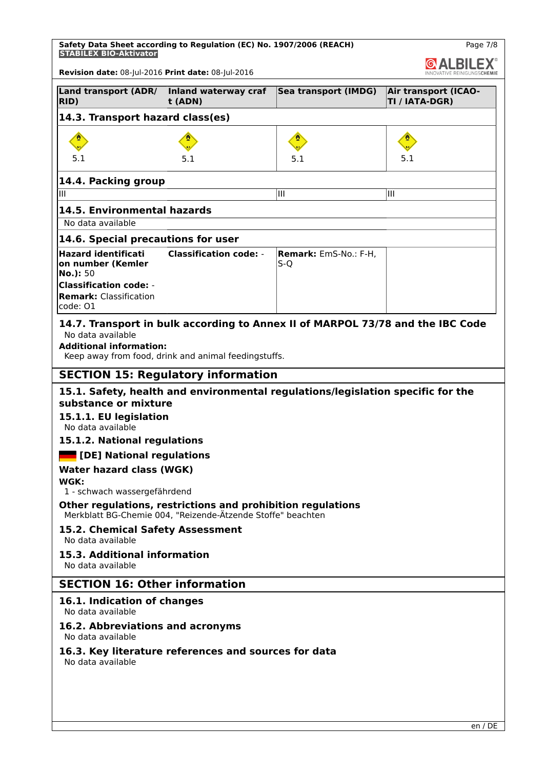| Land transport (ADR/RID) | Inland waterway craft (ADN) | Sea transport (IMDG) | Air transport (ICAO-TI / IATA-DGR) |
|---|---|---|---|
| **14.3. Transport hazard class(es)** | | | |
| 5.1 | 5.1 | 5.1 | 5.1 |
| **14.4. Packing group** | | | |
| III | | III | III |
| **14.5. Environmental hazards** | | | |
| No data available | | | |
| **14.6. Special precautions for user** | | | |
| **Hazard identification number (Kemler No.):** 50<br>**Classification code:** -<br>**Remark:** Classification code: O1 | **Classification code:** - | **Remark:** EmS-No.: F-H, S-Q | |

### 14.7. Transport in bulk according to Annex II of MARPOL 73/78 and the IBC Code

No data available

**Additional information:**

Keep away from food, drink and animal feedingstuffs.

## SECTION 15: Regulatory information

### 15.1. Safety, health and environmental regulations/legislation specific for the substance or mixture

#### 15.1.1. EU legislation

No data available

#### 15.1.2. National regulations

#### [DE] National regulations

**Water hazard class (WGK)**

**WGK:**

1 - schwach wassergefährdend

**Other regulations, restrictions and prohibition regulations**

Merkblatt BG-Chemie 004, "Reizende-Ätzende Stoffe" beachten

### 15.2. Chemical Safety Assessment

No data available

### 15.3. Additional information

No data available

## SECTION 16: Other information

### 16.1. Indication of changes

No data available

### 16.2. Abbreviations and acronyms

No data available

### 16.3. Key literature references and sources for data

No data available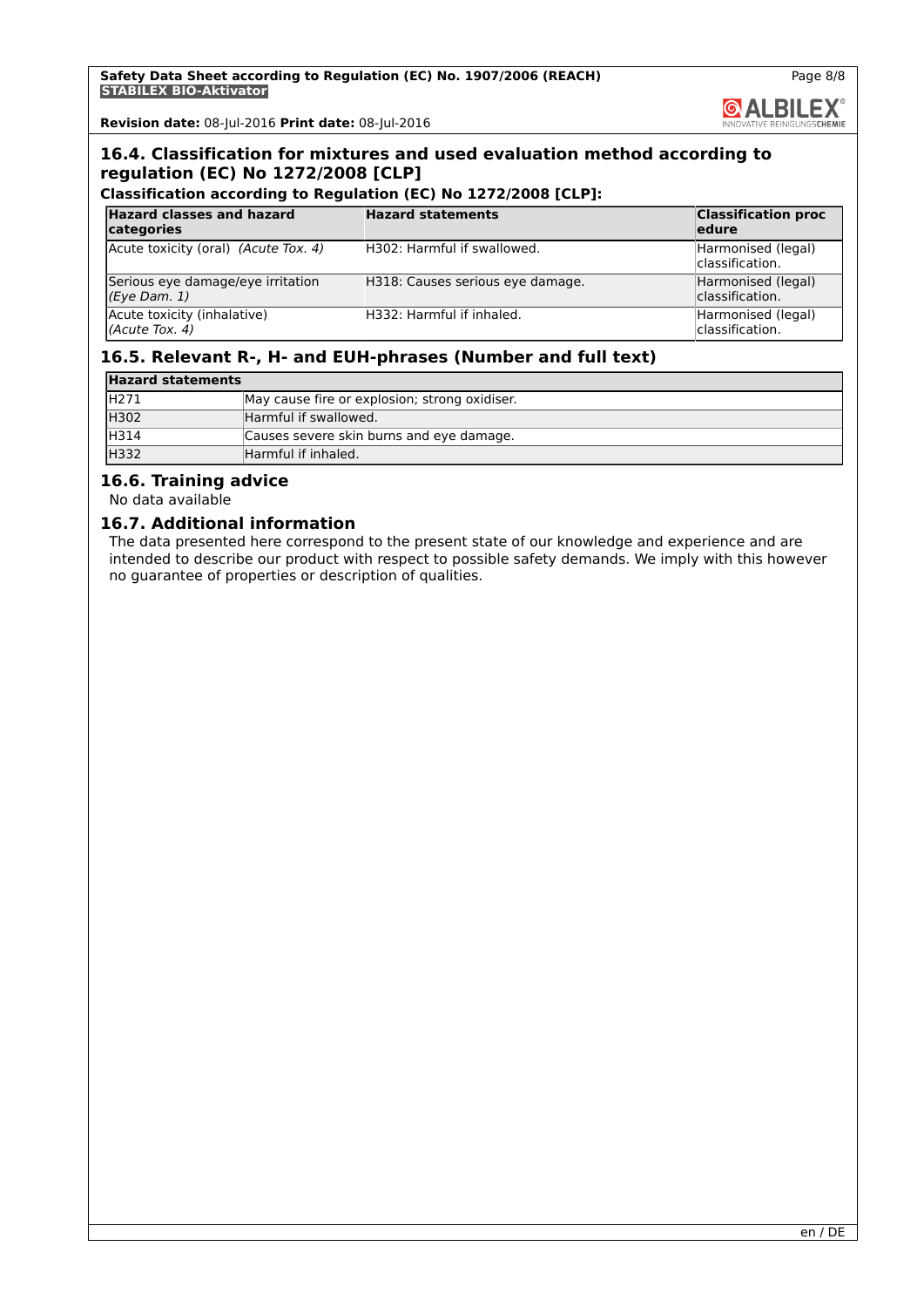## 16.4. Classification for mixtures and used evaluation method according to regulation (EC) No 1272/2008 [CLP]

**Classification according to Regulation (EC) No 1272/2008 [CLP]:**

| Hazard classes and hazard categories | Hazard statements | Classification procedure |
|---|---|---|
| Acute toxicity (oral) *(Acute Tox. 4)* | H302: Harmful if swallowed. | Harmonised (legal) classification. |
| Serious eye damage/eye irritation *(Eye Dam. 1)* | H318: Causes serious eye damage. | Harmonised (legal) classification. |
| Acute toxicity (inhalative) *(Acute Tox. 4)* | H332: Harmful if inhaled. | Harmonised (legal) classification. |

## 16.5. Relevant R-, H- and EUH-phrases (Number and full text)

| Hazard statements | |
|---|---|
| H271 | May cause fire or explosion; strong oxidiser. |
| H302 | Harmful if swallowed. |
| H314 | Causes severe skin burns and eye damage. |
| H332 | Harmful if inhaled. |

## 16.6. Training advice

No data available

## 16.7. Additional information

The data presented here correspond to the present state of our knowledge and experience and are intended to describe our product with respect to possible safety demands. We imply with this however no guarantee of properties or description of qualities.